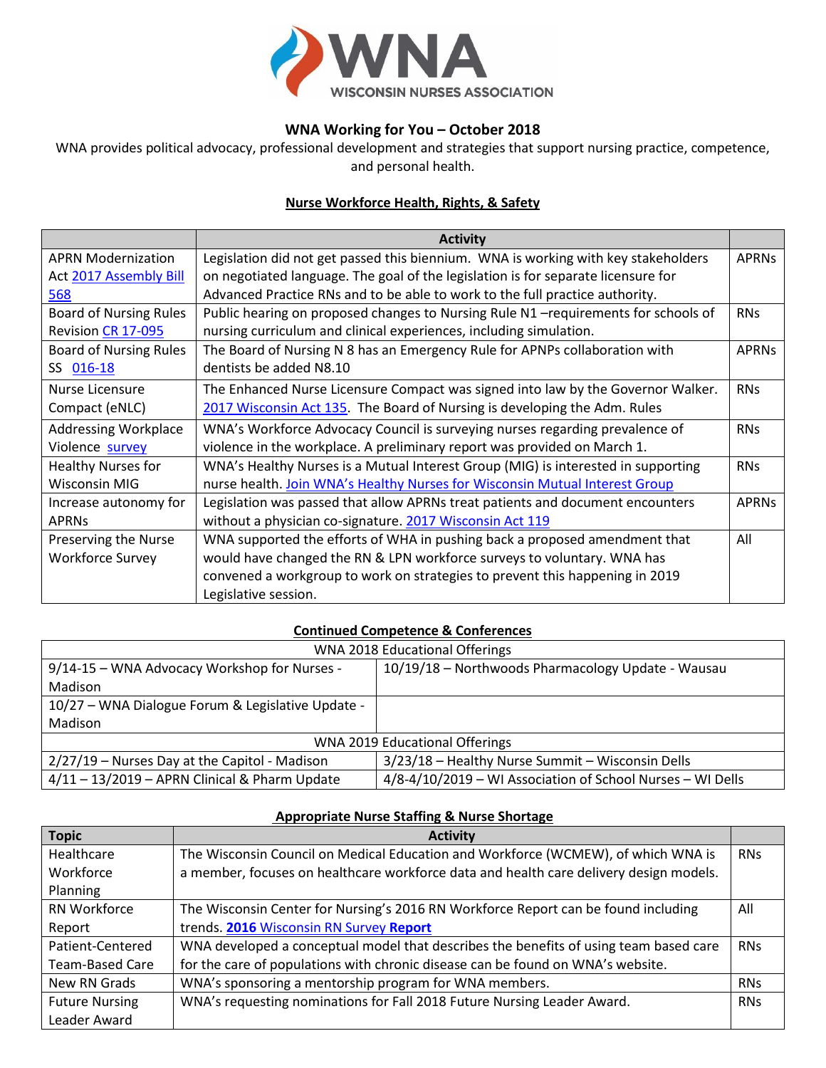WNA WISCONSIN NURSES ASSOCIATION

## WNA Working for You – October 2018

WNA provides political advocacy, professional development and strategies that support nursing practice, competence, and personal health.

### Nurse Workforce Health, Rights, & Safety

| | Activity | |
|---|---|---|
| APRN Modernization Act 2017 Assembly Bill 568 | Legislation did not get passed this biennium. WNA is working with key stakeholders on negotiated language. The goal of the legislation is for separate licensure for Advanced Practice RNs and to be able to work to the full practice authority. | APRNs |
| Board of Nursing Rules Revision CR 17-095 | Public hearing on proposed changes to Nursing Rule N1 –requirements for schools of nursing curriculum and clinical experiences, including simulation. | RNs |
| Board of Nursing Rules SS 016-18 | The Board of Nursing N 8 has an Emergency Rule for APNPs collaboration with dentists be added N8.10 | APRNs |
| Nurse Licensure Compact (eNLC) | The Enhanced Nurse Licensure Compact was signed into law by the Governor Walker. 2017 Wisconsin Act 135. The Board of Nursing is developing the Adm. Rules | RNs |
| Addressing Workplace Violence survey | WNA's Workforce Advocacy Council is surveying nurses regarding prevalence of violence in the workplace. A preliminary report was provided on March 1. | RNs |
| Healthy Nurses for Wisconsin MIG | WNA's Healthy Nurses is a Mutual Interest Group (MIG) is interested in supporting nurse health. Join WNA's Healthy Nurses for Wisconsin Mutual Interest Group | RNs |
| Increase autonomy for APRNs | Legislation was passed that allow APRNs treat patients and document encounters without a physician co-signature. 2017 Wisconsin Act 119 | APRNs |
| Preserving the Nurse Workforce Survey | WNA supported the efforts of WHA in pushing back a proposed amendment that would have changed the RN & LPN workforce surveys to voluntary. WNA has convened a workgroup to work on strategies to prevent this happening in 2019 Legislative session. | All |

### Continued Competence & Conferences

| WNA 2018 Educational Offerings | |
|---|---|
| 9/14-15 – WNA Advocacy Workshop for Nurses - Madison | 10/19/18 – Northwoods Pharmacology Update - Wausau |
| 10/27 – WNA Dialogue Forum & Legislative Update - Madison | |
| **WNA 2019 Educational Offerings** | |
| 2/27/19 – Nurses Day at the Capitol - Madison | 3/23/18 – Healthy Nurse Summit – Wisconsin Dells |
| 4/11 – 13/2019 – APRN Clinical & Pharm Update | 4/8-4/10/2019 – WI Association of School Nurses – WI Dells |

### Appropriate Nurse Staffing & Nurse Shortage

| Topic | Activity | |
|---|---|---|
| Healthcare Workforce Planning | The Wisconsin Council on Medical Education and Workforce (WCMEW), of which WNA is a member, focuses on healthcare workforce data and health care delivery design models. | RNs |
| RN Workforce Report | The Wisconsin Center for Nursing's 2016 RN Workforce Report can be found including trends. **2016** Wisconsin RN Survey **Report** | All |
| Patient-Centered Team-Based Care | WNA developed a conceptual model that describes the benefits of using team based care for the care of populations with chronic disease can be found on WNA's website. | RNs |
| New RN Grads | WNA's sponsoring a mentorship program for WNA members. | RNs |
| Future Nursing Leader Award | WNA's requesting nominations for Fall 2018 Future Nursing Leader Award. | RNs |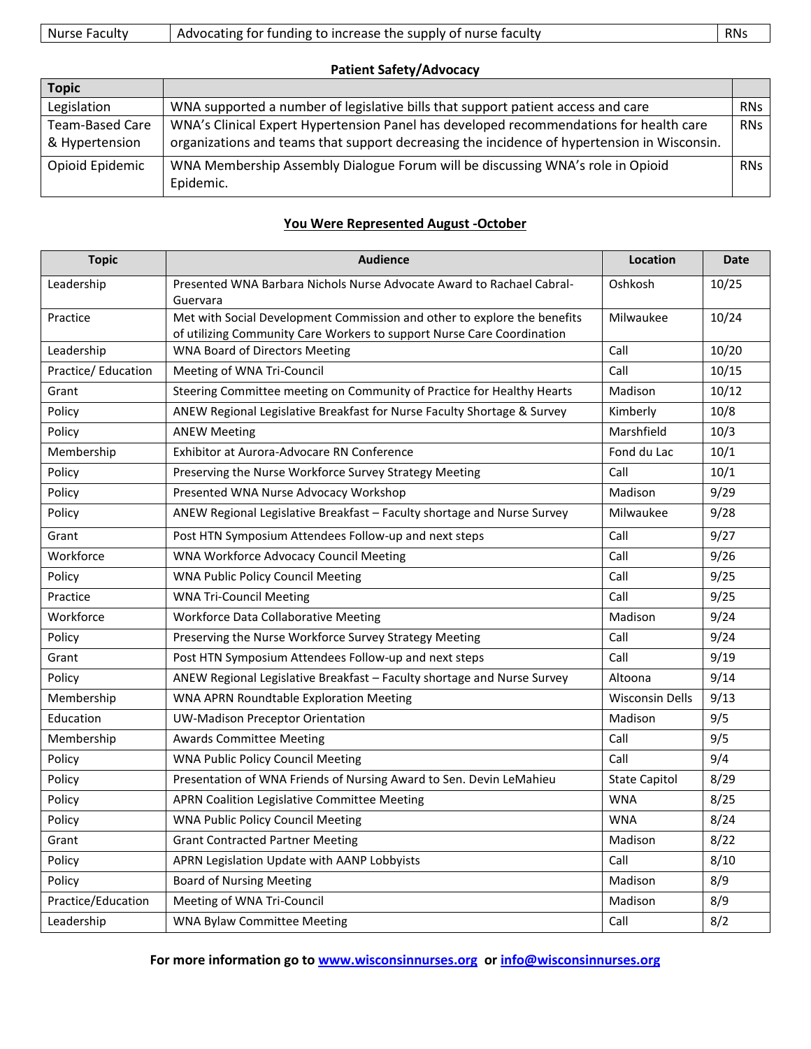| | | |
|---|---|---|
| Nurse Faculty | Advocating for funding to increase the supply of nurse faculty | RNs |

**Patient Safety/Advocacy**

| Topic | | |
|---|---|---|
| Legislation | WNA supported a number of legislative bills that support patient access and care | RNs |
| Team-Based Care & Hypertension | WNA's Clinical Expert Hypertension Panel has developed recommendations for health care organizations and teams that support decreasing the incidence of hypertension in Wisconsin. | RNs |
| Opioid Epidemic | WNA Membership Assembly Dialogue Forum will be discussing WNA's role in Opioid Epidemic. | RNs |

## You Were Represented August -October

| Topic | Audience | Location | Date |
|---|---|---|---|
| Leadership | Presented WNA Barbara Nichols Nurse Advocate Award to Rachael Cabral-Guervara | Oshkosh | 10/25 |
| Practice | Met with Social Development Commission and other to explore the benefits of utilizing Community Care Workers to support Nurse Care Coordination | Milwaukee | 10/24 |
| Leadership | WNA Board of Directors Meeting | Call | 10/20 |
| Practice/ Education | Meeting of WNA Tri-Council | Call | 10/15 |
| Grant | Steering Committee meeting on Community of Practice for Healthy Hearts | Madison | 10/12 |
| Policy | ANEW Regional Legislative Breakfast for Nurse Faculty Shortage & Survey | Kimberly | 10/8 |
| Policy | ANEW Meeting | Marshfield | 10/3 |
| Membership | Exhibitor at Aurora-Advocare RN Conference | Fond du Lac | 10/1 |
| Policy | Preserving the Nurse Workforce Survey Strategy Meeting | Call | 10/1 |
| Policy | Presented WNA Nurse Advocacy Workshop | Madison | 9/29 |
| Policy | ANEW Regional Legislative Breakfast – Faculty shortage and Nurse Survey | Milwaukee | 9/28 |
| Grant | Post HTN Symposium Attendees Follow-up and next steps | Call | 9/27 |
| Workforce | WNA Workforce Advocacy Council Meeting | Call | 9/26 |
| Policy | WNA Public Policy Council Meeting | Call | 9/25 |
| Practice | WNA Tri-Council Meeting | Call | 9/25 |
| Workforce | Workforce Data Collaborative Meeting | Madison | 9/24 |
| Policy | Preserving the Nurse Workforce Survey Strategy Meeting | Call | 9/24 |
| Grant | Post HTN Symposium Attendees Follow-up and next steps | Call | 9/19 |
| Policy | ANEW Regional Legislative Breakfast – Faculty shortage and Nurse Survey | Altoona | 9/14 |
| Membership | WNA APRN Roundtable Exploration Meeting | Wisconsin Dells | 9/13 |
| Education | UW-Madison Preceptor Orientation | Madison | 9/5 |
| Membership | Awards Committee Meeting | Call | 9/5 |
| Policy | WNA Public Policy Council Meeting | Call | 9/4 |
| Policy | Presentation of WNA Friends of Nursing Award to Sen. Devin LeMahieu | State Capitol | 8/29 |
| Policy | APRN Coalition Legislative Committee Meeting | WNA | 8/25 |
| Policy | WNA Public Policy Council Meeting | WNA | 8/24 |
| Grant | Grant Contracted Partner Meeting | Madison | 8/22 |
| Policy | APRN Legislation Update with AANP Lobbyists | Call | 8/10 |
| Policy | Board of Nursing Meeting | Madison | 8/9 |
| Practice/Education | Meeting of WNA Tri-Council | Madison | 8/9 |
| Leadership | WNA Bylaw Committee Meeting | Call | 8/2 |

**For more information go to www.wisconsinnurses.org or info@wisconsinnurses.org**